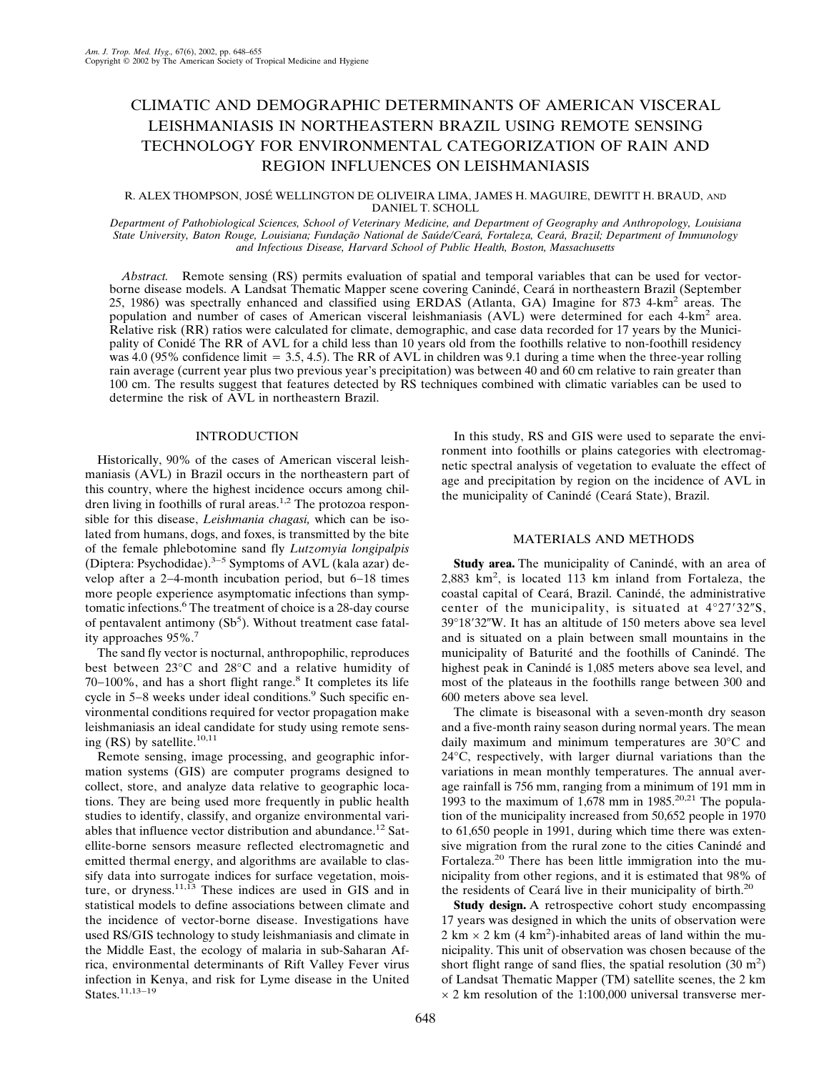# CLIMATIC AND DEMOGRAPHIC DETERMINANTS OF AMERICAN VISCERAL LEISHMANIASIS IN NORTHEASTERN BRAZIL USING REMOTE SENSING TECHNOLOGY FOR ENVIRONMENTAL CATEGORIZATION OF RAIN AND REGION INFLUENCES ON LEISHMANIASIS

R. ALEX THOMPSON, JOSÉ WELLINGTON DE OLIVEIRA LIMA, JAMES H. MAGUIRE, DEWITT H. BRAUD, AND DANIEL T. SCHOLL

*Department of Pathobiological Sciences, School of Veterinary Medicine, and Department of Geography and Anthropology, Louisiana State University, Baton Rouge, Louisiana; Fundação National de Saúde/Ceará, Fortaleza, Ceará, Brazil; Department of Immunology and Infectious Disease, Harvard School of Public Health, Boston, Massachusetts*

*Abstract.* Remote sensing (RS) permits evaluation of spatial and temporal variables that can be used for vector-borne disease models. A Landsat Thematic Mapper scene covering Canindé, Ceará in northeastern Brazil (September 25, 1986) was spectrally enhanced and classified using ERDAS (Atlanta, GA) Imagine for 873 4-km$^2$ areas. The population and number of cases of American visceral leishmaniasis (AVL) were determined for each 4-km$^2$ area. Relative risk (RR) ratios were calculated for climate, demographic, and case data recorded for 17 years by the Municipality of Conidé The RR of AVL for a child less than 10 years old from the foothills relative to non-foothill residency was 4.0 (95% confidence limit = 3.5, 4.5). The RR of AVL in children was 9.1 during a time when the three-year rolling rain average (current year plus two previous year's precipitation) was between 40 and 60 cm relative to rain greater than 100 cm. The results suggest that features detected by RS techniques combined with climatic variables can be used to determine the risk of AVL in northeastern Brazil.

## INTRODUCTION

Historically, 90% of the cases of American visceral leishmaniasis (AVL) in Brazil occurs in the northeastern part of this country, where the highest incidence occurs among children living in foothills of rural areas.[1,2] The protozoa responsible for this disease, *Leishmania chagasi,* which can be isolated from humans, dogs, and foxes, is transmitted by the bite of the female phlebotomine sand fly *Lutzomyia longipalpis* (Diptera: Psychodidae).[3–5] Symptoms of AVL (kala azar) develop after a 2–4-month incubation period, but 6–18 times more people experience asymptomatic infections than symptomatic infections.[6] The treatment of choice is a 28-day course of pentavalent antimony ($Sb^5$). Without treatment case fatality approaches 95%.[7]

The sand fly vector is nocturnal, anthropophilic, reproduces best between 23°C and 28°C and a relative humidity of 70–100%, and has a short flight range.[8] It completes its life cycle in 5–8 weeks under ideal conditions.[9] Such specific environmental conditions required for vector propagation make leishmaniasis an ideal candidate for study using remote sensing (RS) by satellite.[10,11]

Remote sensing, image processing, and geographic information systems (GIS) are computer programs designed to collect, store, and analyze data relative to geographic locations. They are being used more frequently in public health studies to identify, classify, and organize environmental variables that influence vector distribution and abundance.[12] Satellite-borne sensors measure reflected electromagnetic and emitted thermal energy, and algorithms are available to classify data into surrogate indices for surface vegetation, moisture, or dryness.[11,13] These indices are used in GIS and in statistical models to define associations between climate and the incidence of vector-borne disease. Investigations have used RS/GIS technology to study leishmaniasis and climate in the Middle East, the ecology of malaria in sub-Saharan Africa, environmental determinants of Rift Valley Fever virus infection in Kenya, and risk for Lyme disease in the United States.[11,13–19]

In this study, RS and GIS were used to separate the environment into foothills or plains categories with electromagnetic spectral analysis of vegetation to evaluate the effect of age and precipitation by region on the incidence of AVL in the municipality of Canindé (Ceará State), Brazil.

## MATERIALS AND METHODS

**Study area.** The municipality of Canindé, with an area of 2,883 km$^2$, is located 113 km inland from Fortaleza, the coastal capital of Ceará, Brazil. Canindé, the administrative center of the municipality, is situated at 4°27′32″S, 39°18′32″W. It has an altitude of 150 meters above sea level and is situated on a plain between small mountains in the municipality of Baturité and the foothills of Canindé. The highest peak in Canindé is 1,085 meters above sea level, and most of the plateaus in the foothills range between 300 and 600 meters above sea level.

The climate is biseasonal with a seven-month dry season and a five-month rainy season during normal years. The mean daily maximum and minimum temperatures are 30°C and 24°C, respectively, with larger diurnal variations than the variations in mean monthly temperatures. The annual average rainfall is 756 mm, ranging from a minimum of 191 mm in 1993 to the maximum of 1,678 mm in 1985.[20,21] The population of the municipality increased from 50,652 people in 1970 to 61,650 people in 1991, during which time there was extensive migration from the rural zone to the cities Canindé and Fortaleza.[20] There has been little immigration into the municipality from other regions, and it is estimated that 98% of the residents of Ceará live in their municipality of birth.[20]

**Study design.** A retrospective cohort study encompassing 17 years was designed in which the units of observation were 2 km × 2 km (4 km$^2$)-inhabited areas of land within the municipality. This unit of observation was chosen because of the short flight range of sand flies, the spatial resolution (30 m$^2$) of Landsat Thematic Mapper (TM) satellite scenes, the 2 km × 2 km resolution of the 1:100,000 universal transverse mer-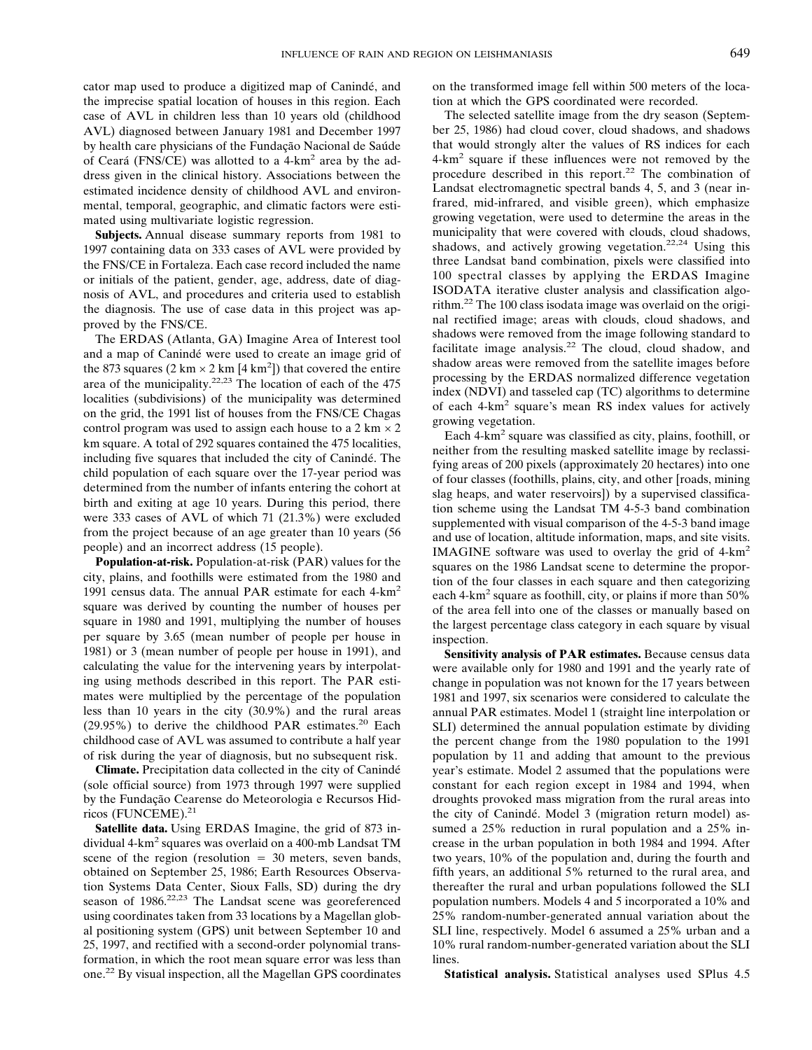cator map used to produce a digitized map of Canindé, and the imprecise spatial location of houses in this region. Each case of AVL in children less than 10 years old (childhood AVL) diagnosed between January 1981 and December 1997 by health care physicians of the Fundação Nacional de Saúde of Ceará (FNS/CE) was allotted to a 4-km$^2$ area by the address given in the clinical history. Associations between the estimated incidence density of childhood AVL and environmental, temporal, geographic, and climatic factors were estimated using multivariate logistic regression.

**Subjects.** Annual disease summary reports from 1981 to 1997 containing data on 333 cases of AVL were provided by the FNS/CE in Fortaleza. Each case record included the name or initials of the patient, gender, age, address, date of diagnosis of AVL, and procedures and criteria used to establish the diagnosis. The use of case data in this project was approved by the FNS/CE.

The ERDAS (Atlanta, GA) Imagine Area of Interest tool and a map of Canindé were used to create an image grid of the 873 squares (2 km × 2 km [4 km$^2$]) that covered the entire area of the municipality.[22,23] The location of each of the 475 localities (subdivisions) of the municipality was determined on the grid, the 1991 list of houses from the FNS/CE Chagas control program was used to assign each house to a 2 km × 2 km square. A total of 292 squares contained the 475 localities, including five squares that included the city of Canindé. The child population of each square over the 17-year period was determined from the number of infants entering the cohort at birth and exiting at age 10 years. During this period, there were 333 cases of AVL of which 71 (21.3%) were excluded from the project because of an age greater than 10 years (56 people) and an incorrect address (15 people).

**Population-at-risk.** Population-at-risk (PAR) values for the city, plains, and foothills were estimated from the 1980 and 1991 census data. The annual PAR estimate for each 4-km$^2$ square was derived by counting the number of houses per square in 1980 and 1991, multiplying the number of houses per square by 3.65 (mean number of people per house in 1981) or 3 (mean number of people per house in 1991), and calculating the value for the intervening years by interpolating using methods described in this report. The PAR estimates were multiplied by the percentage of the population less than 10 years in the city (30.9%) and the rural areas (29.95%) to derive the childhood PAR estimates.[20] Each childhood case of AVL was assumed to contribute a half year of risk during the year of diagnosis, but no subsequent risk.

**Climate.** Precipitation data collected in the city of Canindé (sole official source) from 1973 through 1997 were supplied by the Fundação Cearense do Meteorologia e Recursos Hidricos (FUNCEME).[21]

**Satellite data.** Using ERDAS Imagine, the grid of 873 individual 4-km$^2$ squares was overlaid on a 400-mb Landsat TM scene of the region (resolution = 30 meters, seven bands, obtained on September 25, 1986; Earth Resources Observation Systems Data Center, Sioux Falls, SD) during the dry season of 1986.[22,23] The Landsat scene was georeferenced using coordinates taken from 33 locations by a Magellan global positioning system (GPS) unit between September 10 and 25, 1997, and rectified with a second-order polynomial transformation, in which the root mean square error was less than one.[22] By visual inspection, all the Magellan GPS coordinates on the transformed image fell within 500 meters of the location at which the GPS coordinated were recorded.

The selected satellite image from the dry season (September 25, 1986) had cloud cover, cloud shadows, and shadows that would strongly alter the values of RS indices for each 4-km$^2$ square if these influences were not removed by the procedure described in this report.[22] The combination of Landsat electromagnetic spectral bands 4, 5, and 3 (near infrared, mid-infrared, and visible green), which emphasize growing vegetation, were used to determine the areas in the municipality that were covered with clouds, cloud shadows, shadows, and actively growing vegetation.[22,24] Using this three Landsat band combination, pixels were classified into 100 spectral classes by applying the ERDAS Imagine ISODATA iterative cluster analysis and classification algorithm.[22] The 100 class isodata image was overlaid on the original rectified image; areas with clouds, cloud shadows, and shadows were removed from the image following standard to facilitate image analysis.[22] The cloud, cloud shadow, and shadow areas were removed from the satellite images before processing by the ERDAS normalized difference vegetation index (NDVI) and tasseled cap (TC) algorithms to determine of each 4-km$^2$ square's mean RS index values for actively growing vegetation.

Each 4-km$^2$ square was classified as city, plains, foothill, or neither from the resulting masked satellite image by reclassifying areas of 200 pixels (approximately 20 hectares) into one of four classes (foothills, plains, city, and other [roads, mining slag heaps, and water reservoirs]) by a supervised classification scheme using the Landsat TM 4-5-3 band combination supplemented with visual comparison of the 4-5-3 band image and use of location, altitude information, maps, and site visits. IMAGINE software was used to overlay the grid of 4-km$^2$ squares on the 1986 Landsat scene to determine the proportion of the four classes in each square and then categorizing each 4-km$^2$ square as foothill, city, or plains if more than 50% of the area fell into one of the classes or manually based on the largest percentage class category in each square by visual inspection.

**Sensitivity analysis of PAR estimates.** Because census data were available only for 1980 and 1991 and the yearly rate of change in population was not known for the 17 years between 1981 and 1997, six scenarios were considered to calculate the annual PAR estimates. Model 1 (straight line interpolation or SLI) determined the annual population estimate by dividing the percent change from the 1980 population to the 1991 population by 11 and adding that amount to the previous year's estimate. Model 2 assumed that the populations were constant for each region except in 1984 and 1994, when droughts provoked mass migration from the rural areas into the city of Canindé. Model 3 (migration return model) assumed a 25% reduction in rural population and a 25% increase in the urban population in both 1984 and 1994. After two years, 10% of the population and, during the fourth and fifth years, an additional 5% returned to the rural area, and thereafter the rural and urban populations followed the SLI population numbers. Models 4 and 5 incorporated a 10% and 25% random-number-generated annual variation about the SLI line, respectively. Model 6 assumed a 25% urban and a 10% rural random-number-generated variation about the SLI lines.

**Statistical analysis.** Statistical analyses used SPlus 4.5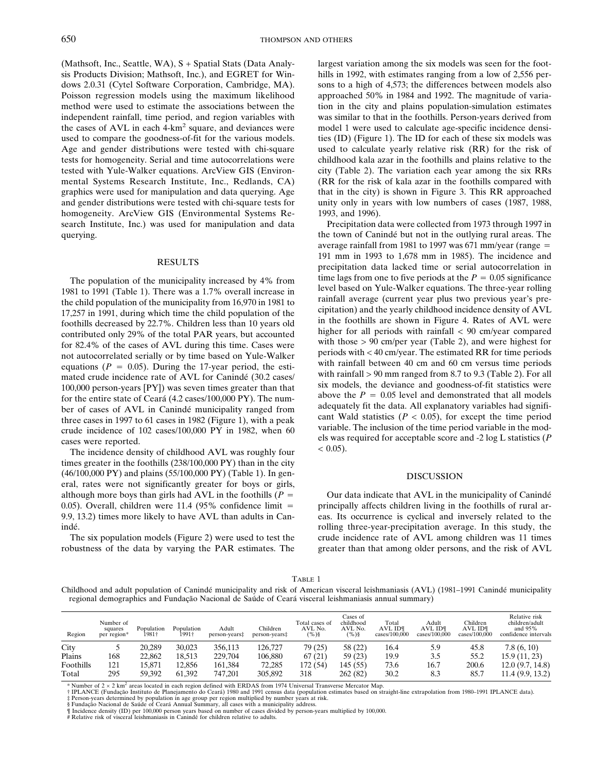(Mathsoft, Inc., Seattle, WA), S + Spatial Stats (Data Analysis Products Division; Mathsoft, Inc.), and EGRET for Windows 2.0.31 (Cytel Software Corporation, Cambridge, MA). Poisson regression models using the maximum likelihood method were used to estimate the associations between the independent rainfall, time period, and region variables with the cases of AVL in each 4-$km^2$ square, and deviances were used to compare the goodness-of-fit for the various models. Age and gender distributions were tested with chi-square tests for homogeneity. Serial and time autocorrelations were tested with Yule-Walker equations. ArcView GIS (Environmental Systems Research Institute, Inc., Redlands, CA) graphics were used for manipulation and data querying. Age and gender distributions were tested with chi-square tests for homogeneity. ArcView GIS (Environmental Systems Research Institute, Inc.) was used for manipulation and data querying.

## RESULTS

The population of the municipality increased by 4% from 1981 to 1991 (Table 1). There was a 1.7% overall increase in the child population of the municipality from 16,970 in 1981 to 17,257 in 1991, during which time the child population of the foothills decreased by 22.7%. Children less than 10 years old contributed only 29% of the total PAR years, but accounted for 82.4% of the cases of AVL during this time. Cases were not autocorrelated serially or by time based on Yule-Walker equations ($P = 0.05$). During the 17-year period, the estimated crude incidence rate of AVL for Canindé (30.2 cases/100,000 person-years [PY]) was seven times greater than that for the entire state of Ceará (4.2 cases/100,000 PY). The number of cases of AVL in Canindé municipality ranged from three cases in 1997 to 61 cases in 1982 (Figure 1), with a peak crude incidence of 102 cases/100,000 PY in 1982, when 60 cases were reported.

The incidence density of childhood AVL was roughly four times greater in the foothills (238/100,000 PY) than in the city (46/100,000 PY) and plains (55/100,000 PY) (Table 1). In general, rates were not significantly greater for boys or girls, although more boys than girls had AVL in the foothills ($P = 0.05$). Overall, children were 11.4 (95% confidence limit = 9.9, 13.2) times more likely to have AVL than adults in Canindé.

The six population models (Figure 2) were used to test the robustness of the data by varying the PAR estimates. The largest variation among the six models was seen for the foothills in 1992, with estimates ranging from a low of 2,556 persons to a high of 4,573; the differences between models also approached 50% in 1984 and 1992. The magnitude of variation in the city and plains population-simulation estimates was similar to that in the foothills. Person-years derived from model 1 were used to calculate age-specific incidence densities (ID) (Figure 1). The ID for each of these six models was used to calculate yearly relative risk (RR) for the risk of childhood kala azar in the foothills and plains relative to the city (Table 2). The variation each year among the six RRs (RR for the risk of kala azar in the foothills compared with that in the city) is shown in Figure 3. This RR approached unity only in years with low numbers of cases (1987, 1988, 1993, and 1996).

Precipitation data were collected from 1973 through 1997 in the town of Canindé but not in the outlying rural areas. The average rainfall from 1981 to 1997 was 671 mm/year (range = 191 mm in 1993 to 1,678 mm in 1985). The incidence and precipitation data lacked time or serial autocorrelation in time lags from one to five periods at the $P = 0.05$ significance level based on Yule-Walker equations. The three-year rolling rainfall average (current year plus two previous year's precipitation) and the yearly childhood incidence density of AVL in the foothills are shown in Figure 4. Rates of AVL were higher for all periods with rainfall < 90 cm/year compared with those > 90 cm/per year (Table 2), and were highest for periods with < 40 cm/year. The estimated RR for time periods with rainfall between 40 cm and 60 cm versus time periods with rainfall > 90 mm ranged from 8.7 to 9.3 (Table 2). For all six models, the deviance and goodness-of-fit statistics were above the $P = 0.05$ level and demonstrated that all models adequately fit the data. All explanatory variables had significant Wald statistics ($P < 0.05$), for except the time period variable. The inclusion of the time period variable in the models was required for acceptable score and -2 log L statistics ($P < 0.05$).

## DISCUSSION

Our data indicate that AVL in the municipality of Canindé principally affects children living in the foothills of rural areas. Its occurrence is cyclical and inversely related to the rolling three-year-precipitation average. In this study, the crude incidence rate of AVL among children was 11 times greater than that among older persons, and the risk of AVL

TABLE 1

Childhood and adult population of Canindé municipality and risk of American visceral leishmaniasis (AVL) (1981–1991 Canindé municipality regional demographics and Fundação Nacional de Saúde of Ceará visceral leishmaniasis annual summary)

| Region | Number of squares per region* | Population 1981† | Population 1991† | Adult person-years‡ | Children person-years‡ | Total cases of AVL No. (%)§ | Cases of childhood AVL No. (%)§ | Total AVL ID¶ cases/100,000 | Adult AVL ID¶ cases/100,000 | Children AVL ID¶ cases/100,000 | Relative risk children/adult and 95% confidence intervals |
|---|---|---|---|---|---|---|---|---|---|---|---|
| City | 5 | 20,289 | 30,023 | 356,113 | 126,727 | 79 (25) | 58 (22) | 16.4 | 5.9 | 45.8 | 7.8 (6, 10) |
| Plains | 168 | 22,862 | 18,513 | 229,704 | 106,880 | 67 (21) | 59 (23) | 19.9 | 3.5 | 55.2 | 15.9 (11, 23) |
| Foothills | 121 | 15,871 | 12,856 | 161,384 | 72,285 | 172 (54) | 145 (55) | 73.6 | 16.7 | 200.6 | 12.0 (9.7, 14.8) |
| Total | 295 | 59,392 | 61,392 | 747,201 | 305,892 | 318 | 262 (82) | 30.2 | 8.3 | 85.7 | 11.4 (9.9, 13.2) |

\* Number of 2 × 2 $km^2$ areas located in each region defined with ERDAS from 1974 Universal Transverse Mercator Map.
† IPLANCE (Fundação Instituto de Planejamento do Ceará) 1980 and 1991 census data (population estimates based on straight-line extrapolation from 1980–1991 IPLANCE data).
‡ Person-years determined by population in age group per region multiplied by number years at risk.
§ Fundação Nacional de Saúde of Ceará Annual Summary, all cases with a municipality address.
¶ Incidence density (ID) per 100,000 person years based on number of cases divided by person-years multiplied by 100,000.
# Relative risk of visceral leishmaniasis in Canindé for children relative to adults.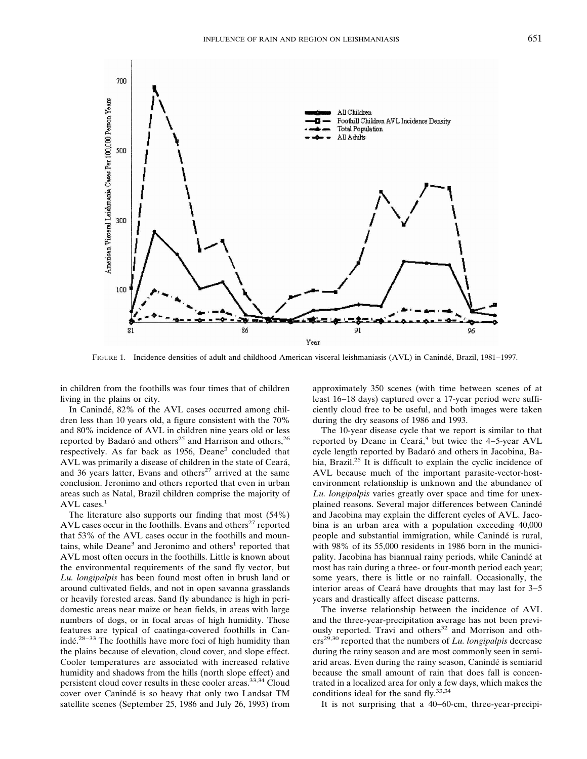FIGURE 1. Incidence densities of adult and childhood American visceral leishmaniasis (AVL) in Canindé, Brazil, 1981–1997.

in children from the foothills was four times that of children living in the plains or city.

In Canindé, 82% of the AVL cases occurred among children less than 10 years old, a figure consistent with the 70% and 80% incidence of AVL in children nine years old or less reported by Badaró and others[25] and Harrison and others,[26] respectively. As far back as 1956, Deane[3] concluded that AVL was primarily a disease of children in the state of Ceará, and 36 years latter, Evans and others[27] arrived at the same conclusion. Jeronimo and others reported that even in urban areas such as Natal, Brazil children comprise the majority of AVL cases.[1]

The literature also supports our finding that most (54%) AVL cases occur in the foothills. Evans and others[27] reported that 53% of the AVL cases occur in the foothills and mountains, while Deane[3] and Jeronimo and others[1] reported that AVL most often occurs in the foothills. Little is known about the environmental requirements of the sand fly vector, but *Lu. longipalpis* has been found most often in brush land or around cultivated fields, and not in open savanna grasslands or heavily forested areas. Sand fly abundance is high in peridomestic areas near maize or bean fields, in areas with large numbers of dogs, or in focal areas of high humidity. These features are typical of caatinga-covered foothills in Canindé.[28–33] The foothills have more foci of high humidity than the plains because of elevation, cloud cover, and slope effect. Cooler temperatures are associated with increased relative humidity and shadows from the hills (north slope effect) and persistent cloud cover results in these cooler areas.[33,34] Cloud cover over Canindé is so heavy that only two Landsat TM satellite scenes (September 25, 1986 and July 26, 1993) from approximately 350 scenes (with time between scenes of at least 16–18 days) captured over a 17-year period were sufficiently cloud free to be useful, and both images were taken during the dry seasons of 1986 and 1993.

The 10-year disease cycle that we report is similar to that reported by Deane in Ceará,[3] but twice the 4–5-year AVL cycle length reported by Badaró and others in Jacobina, Bahia, Brazil.[25] It is difficult to explain the cyclic incidence of AVL because much of the important parasite-vector-host-environment relationship is unknown and the abundance of *Lu. longipalpis* varies greatly over space and time for unexplained reasons. Several major differences between Canindé and Jacobina may explain the different cycles of AVL. Jacobina is an urban area with a population exceeding 40,000 people and substantial immigration, while Canindé is rural, with 98% of its 55,000 residents in 1986 born in the municipality. Jacobina has biannual rainy periods, while Canindé at most has rain during a three- or four-month period each year; some years, there is little or no rainfall. Occasionally, the interior areas of Ceará have droughts that may last for 3–5 years and drastically affect disease patterns.

The inverse relationship between the incidence of AVL and the three-year-precipitation average has not been previously reported. Travi and others[32] and Morrison and others[29,30] reported that the numbers of *Lu. longipalpis* decrease during the rainy season and are most commonly seen in semiarid areas. Even during the rainy season, Canindé is semiarid because the small amount of rain that does fall is concentrated in a localized area for only a few days, which makes the conditions ideal for the sand fly.[33,34]

It is not surprising that a 40–60-cm, three-year-precipi-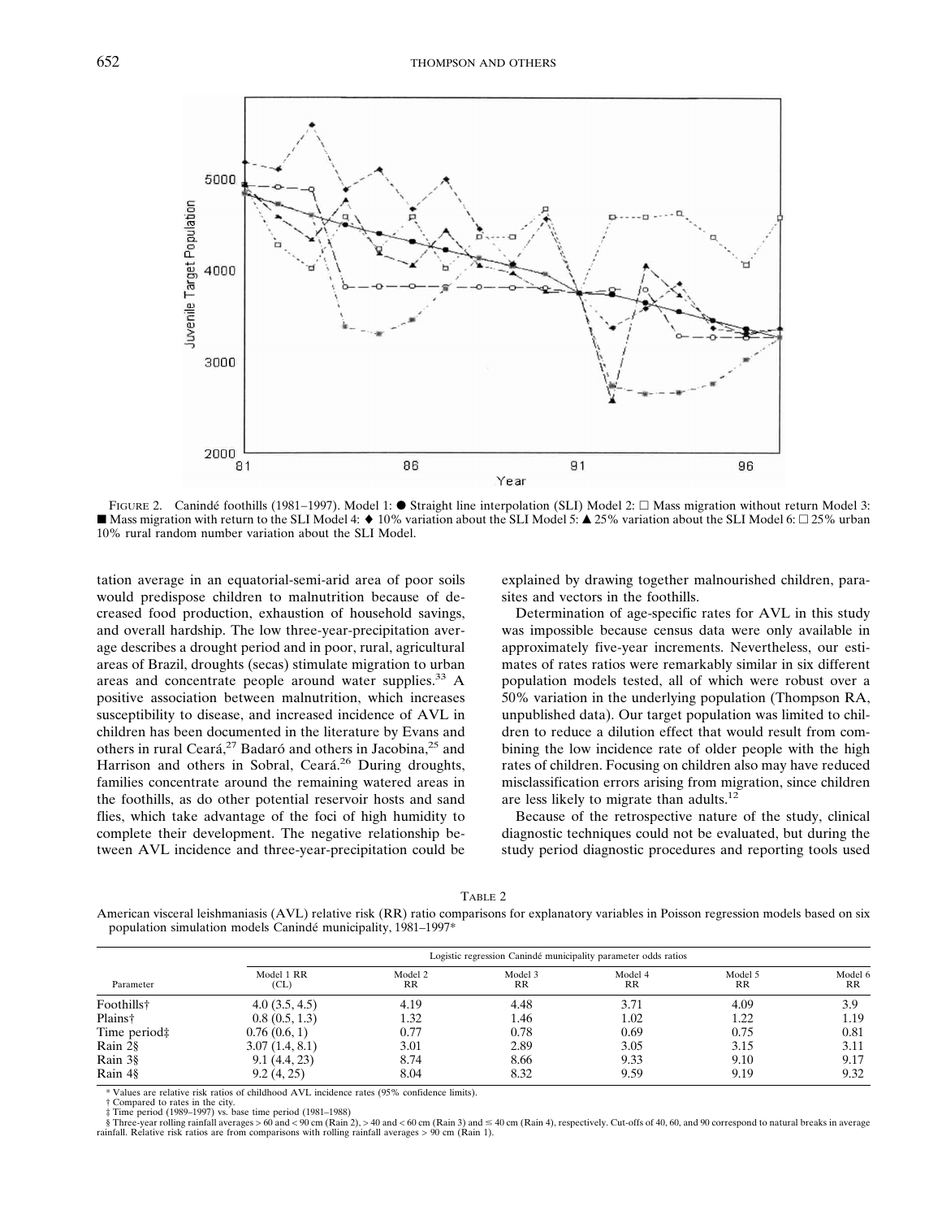FIGURE 2. Canindé foothills (1981–1997). Model 1: ● Straight line interpolation (SLI) Model 2: □ Mass migration without return Model 3: ■ Mass migration with return to the SLI Model 4: ♦ 10% variation about the SLI Model 5: ▲ 25% variation about the SLI Model 6: □ 25% urban 10% rural random number variation about the SLI Model.

tation average in an equatorial-semi-arid area of poor soils would predispose children to malnutrition because of decreased food production, exhaustion of household savings, and overall hardship. The low three-year-precipitation average describes a drought period and in poor, rural, agricultural areas of Brazil, droughts (secas) stimulate migration to urban areas and concentrate people around water supplies.[33] A positive association between malnutrition, which increases susceptibility to disease, and increased incidence of AVL in children has been documented in the literature by Evans and others in rural Ceará,[27] Badaró and others in Jacobina,[25] and Harrison and others in Sobral, Ceará.[26] During droughts, families concentrate around the remaining watered areas in the foothills, as do other potential reservoir hosts and sand flies, which take advantage of the foci of high humidity to complete their development. The negative relationship between AVL incidence and three-year-precipitation could be explained by drawing together malnourished children, parasites and vectors in the foothills.

Determination of age-specific rates for AVL in this study was impossible because census data were only available in approximately five-year increments. Nevertheless, our estimates of rates ratios were remarkably similar in six different population models tested, all of which were robust over a 50% variation in the underlying population (Thompson RA, unpublished data). Our target population was limited to children to reduce a dilution effect that would result from combining the low incidence rate of older people with the high rates of children. Focusing on children also may have reduced misclassification errors arising from migration, since children are less likely to migrate than adults.[12]

Because of the retrospective nature of the study, clinical diagnostic techniques could not be evaluated, but during the study period diagnostic procedures and reporting tools used

TABLE 2

American visceral leishmaniasis (AVL) relative risk (RR) ratio comparisons for explanatory variables in Poisson regression models based on six population simulation models Canindé municipality, 1981–1997*

| Parameter | Logistic regression Canindé municipality parameter odds ratios | | | | | |
|---|---|---|---|---|---|---|
| | Model 1 RR (CL) | Model 2 RR | Model 3 RR | Model 4 RR | Model 5 RR | Model 6 RR |
| Foothills† | 4.0 (3.5, 4.5) | 4.19 | 4.48 | 3.71 | 4.09 | 3.9 |
| Plains† | 0.8 (0.5, 1.3) | 1.32 | 1.46 | 1.02 | 1.22 | 1.19 |
| Time period‡ | 0.76 (0.6, 1) | 0.77 | 0.78 | 0.69 | 0.75 | 0.81 |
| Rain 2§ | 3.07 (1.4, 8.1) | 3.01 | 2.89 | 3.05 | 3.15 | 3.11 |
| Rain 3§ | 9.1 (4.4, 23) | 8.74 | 8.66 | 9.33 | 9.10 | 9.17 |
| Rain 4§ | 9.2 (4, 25) | 8.04 | 8.32 | 9.59 | 9.19 | 9.32 |

\* Values are relative risk ratios of childhood AVL incidence rates (95% confidence limits).
† Compared to rates in the city.
‡ Time period (1989–1997) vs. base time period (1981–1988)
§ Three-year rolling rainfall averages > 60 and < 90 cm (Rain 2), > 40 and < 60 cm (Rain 3) and ≤ 40 cm (Rain 4), respectively. Cut-offs of 40, 60, and 90 correspond to natural breaks in average rainfall. Relative risk ratios are from comparisons with rolling rainfall averages > 90 cm (Rain 1).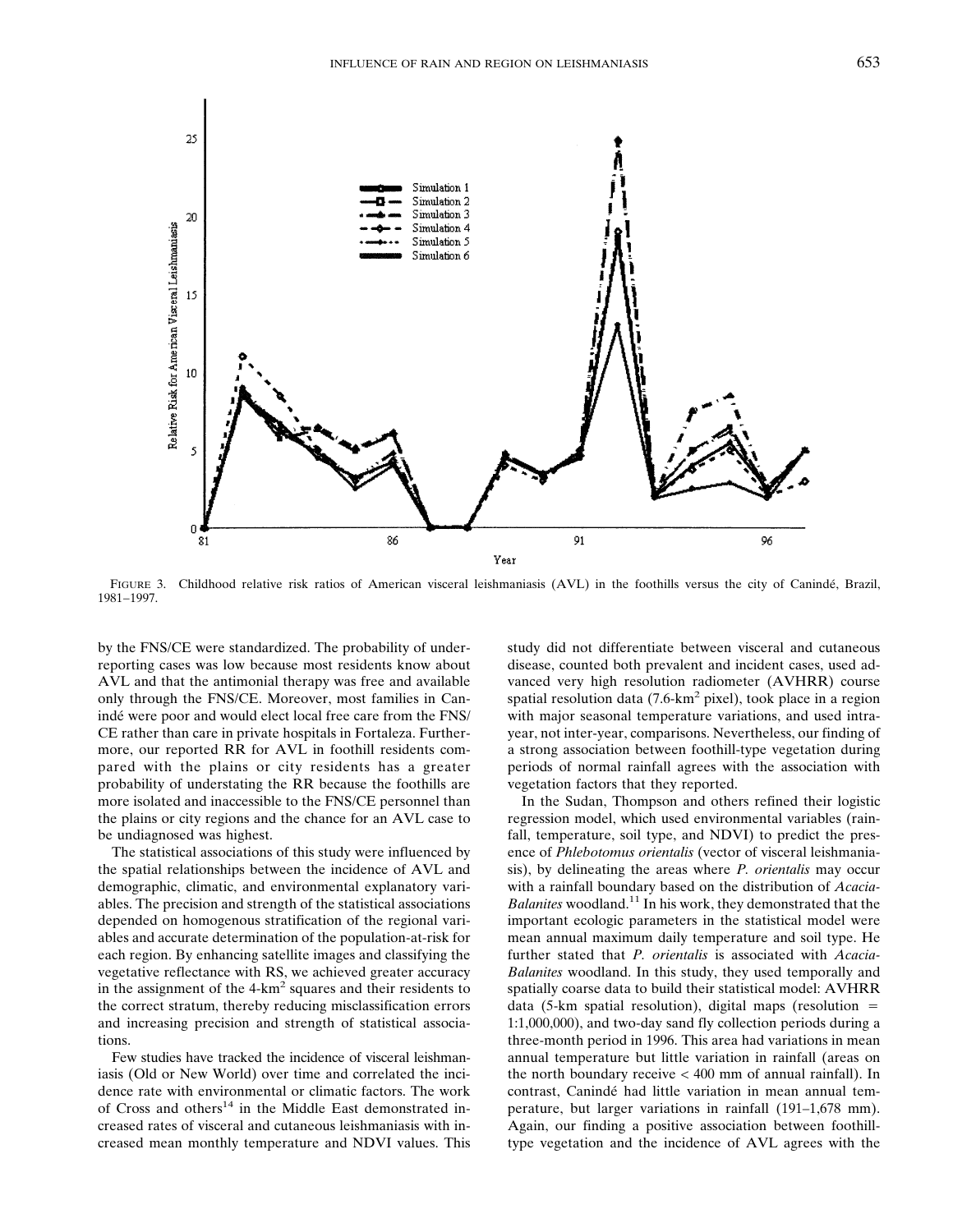FIGURE 3. Childhood relative risk ratios of American visceral leishmaniasis (AVL) in the foothills versus the city of Canindé, Brazil, 1981–1997.

by the FNS/CE were standardized. The probability of underreporting cases was low because most residents know about AVL and that the antimonial therapy was free and available only through the FNS/CE. Moreover, most families in Canindé were poor and would elect local free care from the FNS/CE rather than care in private hospitals in Fortaleza. Furthermore, our reported RR for AVL in foothill residents compared with the plains or city residents has a greater probability of understating the RR because the foothills are more isolated and inaccessible to the FNS/CE personnel than the plains or city regions and the chance for an AVL case to be undiagnosed was highest.

The statistical associations of this study were influenced by the spatial relationships between the incidence of AVL and demographic, climatic, and environmental explanatory variables. The precision and strength of the statistical associations depended on homogenous stratification of the regional variables and accurate determination of the population-at-risk for each region. By enhancing satellite images and classifying the vegetative reflectance with RS, we achieved greater accuracy in the assignment of the 4-km$^2$ squares and their residents to the correct stratum, thereby reducing misclassification errors and increasing precision and strength of statistical associations.

Few studies have tracked the incidence of visceral leishmaniasis (Old or New World) over time and correlated the incidence rate with environmental or climatic factors. The work of Cross and others[14] in the Middle East demonstrated increased rates of visceral and cutaneous leishmaniasis with increased mean monthly temperature and NDVI values. This study did not differentiate between visceral and cutaneous disease, counted both prevalent and incident cases, used advanced very high resolution radiometer (AVHRR) course spatial resolution data (7.6-km$^2$ pixel), took place in a region with major seasonal temperature variations, and used intrayear, not inter-year, comparisons. Nevertheless, our finding of a strong association between foothill-type vegetation during periods of normal rainfall agrees with the association with vegetation factors that they reported.

In the Sudan, Thompson and others refined their logistic regression model, which used environmental variables (rainfall, temperature, soil type, and NDVI) to predict the presence of *Phlebotomus orientalis* (vector of visceral leishmaniasis), by delineating the areas where *P. orientalis* may occur with a rainfall boundary based on the distribution of *Acacia-Balanites* woodland.[11] In his work, they demonstrated that the important ecologic parameters in the statistical model were mean annual maximum daily temperature and soil type. He further stated that *P. orientalis* is associated with *Acacia-Balanites* woodland. In this study, they used temporally and spatially coarse data to build their statistical model: AVHRR data (5-km spatial resolution), digital maps (resolution = 1:1,000,000), and two-day sand fly collection periods during a three-month period in 1996. This area had variations in mean annual temperature but little variation in rainfall (areas on the north boundary receive < 400 mm of annual rainfall). In contrast, Canindé had little variation in mean annual temperature, but larger variations in rainfall (191–1,678 mm). Again, our finding a positive association between foothill-type vegetation and the incidence of AVL agrees with the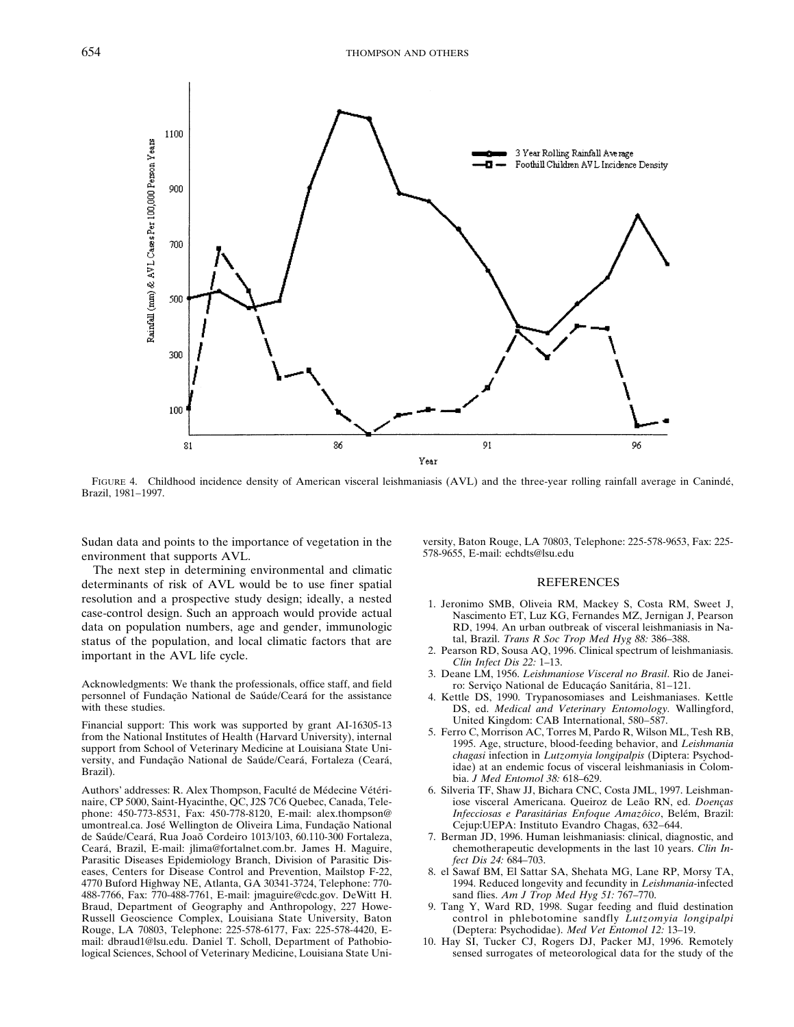FIGURE 4. Childhood incidence density of American visceral leishmaniasis (AVL) and the three-year rolling rainfall average in Canindé, Brazil, 1981–1997.

Sudan data and points to the importance of vegetation in the environment that supports AVL.

The next step in determining environmental and climatic determinants of risk of AVL would be to use finer spatial resolution and a prospective study design; ideally, a nested case-control design. Such an approach would provide actual data on population numbers, age and gender, immunologic status of the population, and local climatic factors that are important in the AVL life cycle.

Acknowledgments: We thank the professionals, office staff, and field personnel of Fundação National de Saúde/Ceará for the assistance with these studies.

Financial support: This work was supported by grant AI-16305-13 from the National Institutes of Health (Harvard University), internal support from School of Veterinary Medicine at Louisiana State University, and Fundação National de Saúde/Ceará, Fortaleza (Ceará, Brazil).

Authors' addresses: R. Alex Thompson, Faculté de Médecine Vétérinaire, CP 5000, Saint-Hyacinthe, QC, J2S 7C6 Quebec, Canada, Telephone: 450-773-8531, Fax: 450-778-8120, E-mail: alex.thompson@umontreal.ca. José Wellington de Oliveira Lima, Fundação National de Saúde/Ceará, Rua Joaõ Cordeiro 1013/103, 60.110-300 Fortaleza, Ceará, Brazil, E-mail: jlima@fortalnet.com.br. James H. Maguire, Parasitic Diseases Epidemiology Branch, Division of Parasitic Diseases, Centers for Disease Control and Prevention, Mailstop F-22, 4770 Buford Highway NE, Atlanta, GA 30341-3724, Telephone: 770-488-7766, Fax: 770-488-7761, E-mail: jmaguire@cdc.gov. DeWitt H. Braud, Department of Geography and Anthropology, 227 Howe-Russell Geoscience Complex, Louisiana State University, Baton Rouge, LA 70803, Telephone: 225-578-6177, Fax: 225-578-4420, E-mail: dbraud1@lsu.edu. Daniel T. Scholl, Department of Pathobiological Sciences, School of Veterinary Medicine, Louisiana State University, Baton Rouge, LA 70803, Telephone: 225-578-9653, Fax: 225-578-9655, E-mail: echdts@lsu.edu

## REFERENCES

1. Jeronimo SMB, Oliveia RM, Mackey S, Costa RM, Sweet J, Nascimento ET, Luz KG, Fernandes MZ, Jernigan J, Pearson RD, 1994. An urban outbreak of visceral leishmaniasis in Natal, Brazil. *Trans R Soc Trop Med Hyg 88:* 386–388.
2. Pearson RD, Sousa AQ, 1996. Clinical spectrum of leishmaniasis. *Clin Infect Dis 22:* 1–13.
3. Deane LM, 1956. *Leishmaniose Visceral no Brasil*. Rio de Janeiro: Serviço National de Educaçáo Sanitária, 81–121.
4. Kettle DS, 1990. Trypanosomiases and Leishmaniases. Kettle DS, ed. *Medical and Veterinary Entomology.* Wallingford, United Kingdom: CAB International, 580–587.
5. Ferro C, Morrison AC, Torres M, Pardo R, Wilson ML, Tesh RB, 1995. Age, structure, blood-feeding behavior, and *Leishmania chagasi* infection in *Lutzomyia longipalpis* (Diptera: Psychodidae) at an endemic focus of visceral leishmaniasis in Colombia. *J Med Entomol 38:* 618–629.
6. Silveria TF, Shaw JJ, Bichara CNC, Costa JML, 1997. Leishmaniose visceral Americana. Queiroz de Leão RN, ed. *Doenças Infecciosas e Parasitárias Enfoque Amazôico*, Belém, Brazil: Cejup:UEPA: Instituto Evandro Chagas, 632–644.
7. Berman JD, 1996. Human leishmaniasis: clinical, diagnostic, and chemotherapeutic developments in the last 10 years. *Clin Infect Dis 24:* 684–703.
8. el Sawaf BM, El Sattar SA, Shehata MG, Lane RP, Morsy TA, 1994. Reduced longevity and fecundity in *Leishmania*-infected sand flies. *Am J Trop Med Hyg 51:* 767–770.
9. Tang Y, Ward RD, 1998. Sugar feeding and fluid destination control in phlebotomine sandfly *Lutzomyia longipalpi* (Deptera: Psychodidae). *Med Vet Entomol 12:* 13–19.
10. Hay SI, Tucker CJ, Rogers DJ, Packer MJ, 1996. Remotely sensed surrogates of meteorological data for the study of the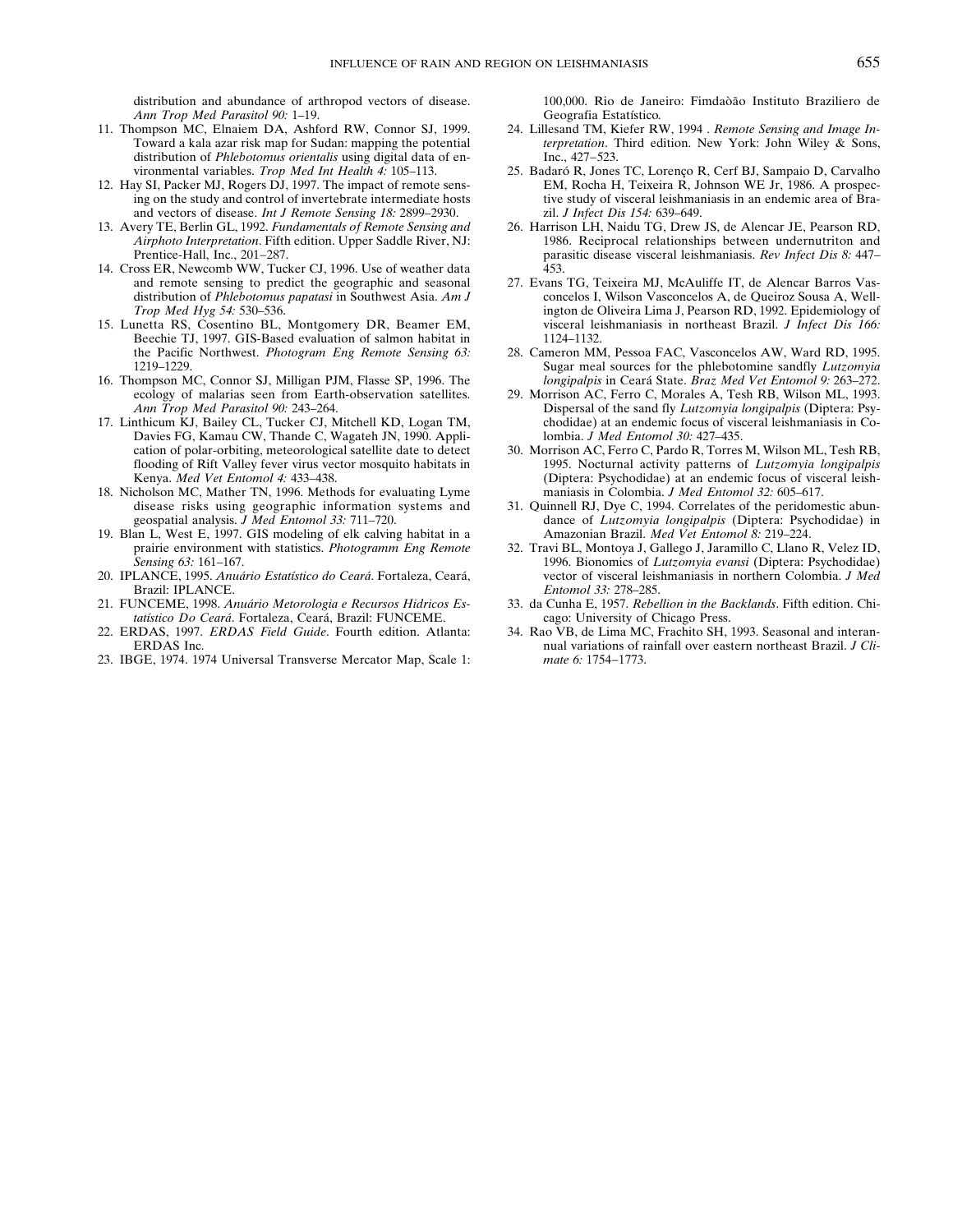distribution and abundance of arthropod vectors of disease. *Ann Trop Med Parasitol 90:* 1–19.

11. Thompson MC, Elnaiem DA, Ashford RW, Connor SJ, 1999. Toward a kala azar risk map for Sudan: mapping the potential distribution of *Phlebotomus orientalis* using digital data of environmental variables. *Trop Med Int Health 4:* 105–113.
12. Hay SI, Packer MJ, Rogers DJ, 1997. The impact of remote sensing on the study and control of invertebrate intermediate hosts and vectors of disease. *Int J Remote Sensing 18:* 2899–2930.
13. Avery TE, Berlin GL, 1992. *Fundamentals of Remote Sensing and Airphoto Interpretation*. Fifth edition. Upper Saddle River, NJ: Prentice-Hall, Inc., 201–287.
14. Cross ER, Newcomb WW, Tucker CJ, 1996. Use of weather data and remote sensing to predict the geographic and seasonal distribution of *Phlebotomus papatasi* in Southwest Asia. *Am J Trop Med Hyg 54:* 530–536.
15. Lunetta RS, Cosentino BL, Montgomery DR, Beamer EM, Beechie TJ, 1997. GIS-Based evaluation of salmon habitat in the Pacific Northwest. *Photogram Eng Remote Sensing 63:* 1219–1229.
16. Thompson MC, Connor SJ, Milligan PJM, Flasse SP, 1996. The ecology of malarias seen from Earth-observation satellites. *Ann Trop Med Parasitol 90:* 243–264.
17. Linthicum KJ, Bailey CL, Tucker CJ, Mitchell KD, Logan TM, Davies FG, Kamau CW, Thande C, Wagateh JN, 1990. Application of polar-orbiting, meteorological satellite date to detect flooding of Rift Valley fever virus vector mosquito habitats in Kenya. *Med Vet Entomol 4:* 433–438.
18. Nicholson MC, Mather TN, 1996. Methods for evaluating Lyme disease risks using geographic information systems and geospatial analysis. *J Med Entomol 33:* 711–720.
19. Blan L, West E, 1997. GIS modeling of elk calving habitat in a prairie environment with statistics. *Photogramm Eng Remote Sensing 63:* 161–167.
20. IPLANCE, 1995. *Anuário Estatístico do Ceará*. Fortaleza, Ceará, Brazil: IPLANCE.
21. FUNCEME, 1998. *Anuário Metorologia e Recursos Hidricos Estatístico Do Ceará*. Fortaleza, Ceará, Brazil: FUNCEME.
22. ERDAS, 1997. *ERDAS Field Guide*. Fourth edition. Atlanta: ERDAS Inc.
23. IBGE, 1974. 1974 Universal Transverse Mercator Map, Scale 1: 100,000. Rio de Janeiro: Fimdaòão Instituto Braziliero de Geografia Estatístico.
24. Lillesand TM, Kiefer RW, 1994 . *Remote Sensing and Image Interpretation*. Third edition. New York: John Wiley & Sons, Inc., 427–523.
25. Badaró R, Jones TC, Lorenço R, Cerf BJ, Sampaio D, Carvalho EM, Rocha H, Teixeira R, Johnson WE Jr, 1986. A prospective study of visceral leishmaniasis in an endemic area of Brazil. *J Infect Dis 154:* 639–649.
26. Harrison LH, Naidu TG, Drew JS, de Alencar JE, Pearson RD, 1986. Reciprocal relationships between undernutriton and parasitic disease visceral leishmaniasis. *Rev Infect Dis 8:* 447–453.
27. Evans TG, Teixeira MJ, McAuliffe IT, de Alencar Barros Vasconcelos I, Wilson Vasconcelos A, de Queiroz Sousa A, Wellington de Oliveira Lima J, Pearson RD, 1992. Epidemiology of visceral leishmaniasis in northeast Brazil. *J Infect Dis 166:* 1124–1132.
28. Cameron MM, Pessoa FAC, Vasconcelos AW, Ward RD, 1995. Sugar meal sources for the phlebotomine sandfly *Lutzomyia longipalpis* in Ceará State. *Braz Med Vet Entomol 9:* 263–272.
29. Morrison AC, Ferro C, Morales A, Tesh RB, Wilson ML, 1993. Dispersal of the sand fly *Lutzomyia longipalpis* (Diptera: Psychodidae) at an endemic focus of visceral leishmaniasis in Colombia. *J Med Entomol 30:* 427–435.
30. Morrison AC, Ferro C, Pardo R, Torres M, Wilson ML, Tesh RB, 1995. Nocturnal activity patterns of *Lutzomyia longipalpis* (Diptera: Psychodidae) at an endemic focus of visceral leishmaniasis in Colombia. *J Med Entomol 32:* 605–617.
31. Quinnell RJ, Dye C, 1994. Correlates of the peridomestic abundance of *Lutzomyia longipalpis* (Diptera: Psychodidae) in Amazonian Brazil. *Med Vet Entomol 8:* 219–224.
32. Travi BL, Montoya J, Gallego J, Jaramillo C, Llano R, Velez ID, 1996. Bionomics of *Lutzomyia evansi* (Diptera: Psychodidae) vector of visceral leishmaniasis in northern Colombia. *J Med Entomol 33:* 278–285.
33. da Cunha E, 1957. *Rebellion in the Backlands*. Fifth edition. Chicago: University of Chicago Press.
34. Rao VB, de Lima MC, Frachito SH, 1993. Seasonal and interannual variations of rainfall over eastern northeast Brazil. *J Climate 6:* 1754–1773.